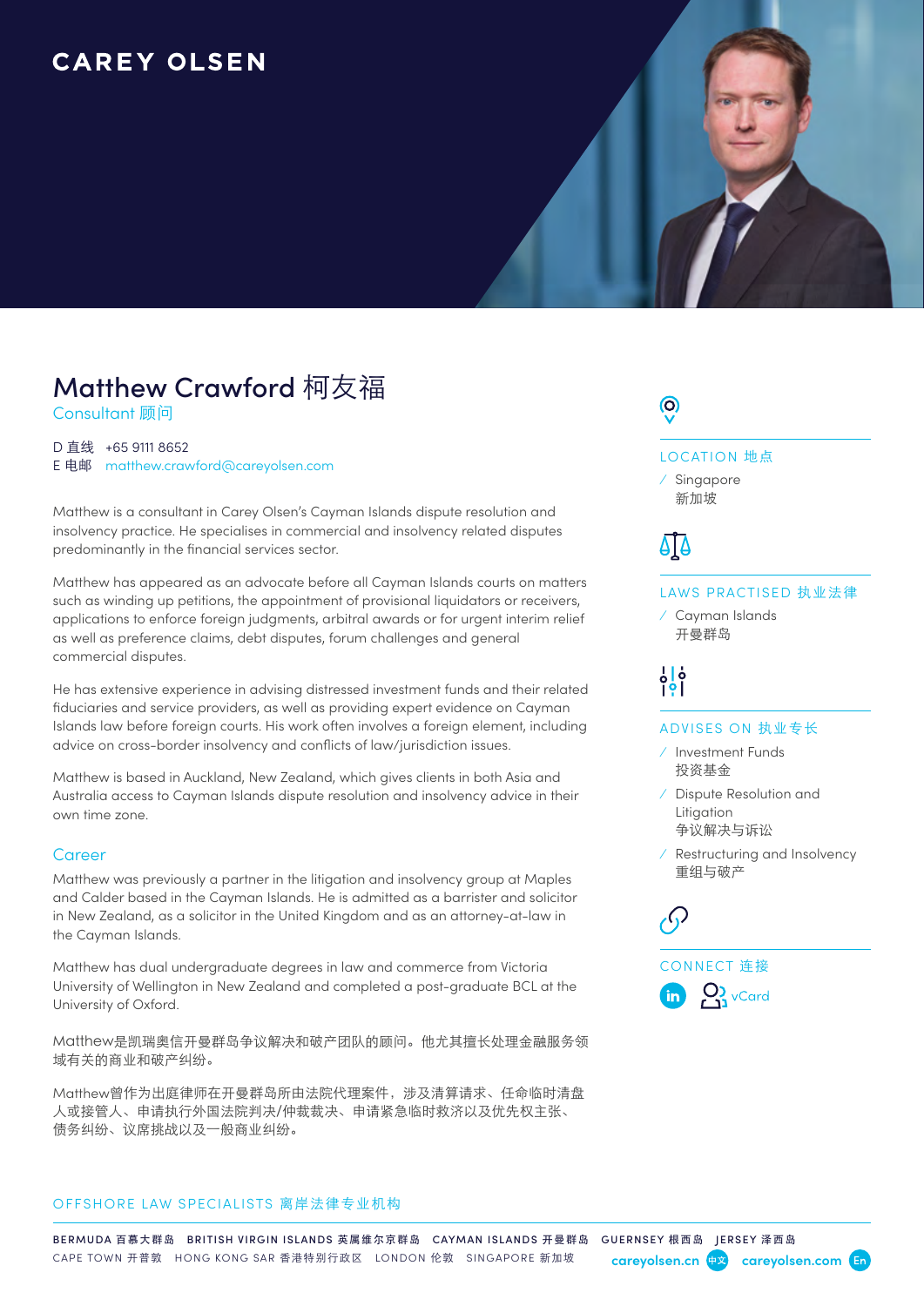CAREY OLSEN

# Matthew Crawford 柯友福

Consultant 顾问

D 直线 +65 9111 8652
E 电邮 matthew.crawford@careyolsen.com

Matthew is a consultant in Carey Olsen's Cayman Islands dispute resolution and insolvency practice. He specialises in commercial and insolvency related disputes predominantly in the financial services sector.

Matthew has appeared as an advocate before all Cayman Islands courts on matters such as winding up petitions, the appointment of provisional liquidators or receivers, applications to enforce foreign judgments, arbitral awards or for urgent interim relief as well as preference claims, debt disputes, forum challenges and general commercial disputes.

He has extensive experience in advising distressed investment funds and their related fiduciaries and service providers, as well as providing expert evidence on Cayman Islands law before foreign courts. His work often involves a foreign element, including advice on cross-border insolvency and conflicts of law/jurisdiction issues.

Matthew is based in Auckland, New Zealand, which gives clients in both Asia and Australia access to Cayman Islands dispute resolution and insolvency advice in their own time zone.

## Career

Matthew was previously a partner in the litigation and insolvency group at Maples and Calder based in the Cayman Islands. He is admitted as a barrister and solicitor in New Zealand, as a solicitor in the United Kingdom and as an attorney-at-law in the Cayman Islands.

Matthew has dual undergraduate degrees in law and commerce from Victoria University of Wellington in New Zealand and completed a post-graduate BCL at the University of Oxford.

Matthew是凯瑞奥信开曼群岛争议解决和破产团队的顾问。他尤其擅长处理金融服务领域有关的商业和破产纠纷。

Matthew曾作为出庭律师在开曼群岛所由法院代理案件，涉及清算请求、任命临时清盘人或接管人、申请执行外国法院判决/仲裁裁决、申请紧急临时救济以及优先权主张、债务纠纷、议席挑战以及一般商业纠纷。

### LOCATION 地点

- Singapore
  新加坡

### LAWS PRACTISED 执业法律

- Cayman Islands
  开曼群岛

### ADVISES ON 执业专长

- Investment Funds
  投资基金
- Dispute Resolution and Litigation
  争议解决与诉讼
- Restructuring and Insolvency
  重组与破产

### CONNECT 连接

in vCard

OFFSHORE LAW SPECIALISTS 离岸法律专业机构

BERMUDA 百慕大群岛 BRITISH VIRGIN ISLANDS 英属维尔京群岛 CAYMAN ISLANDS 开曼群岛 GUERNSEY 根西岛 JERSEY 泽西岛
CAPE TOWN 开普敦 HONG KONG SAR 香港特别行政区 LONDON 伦敦 SINGAPORE 新加坡

careyolsen.cn 中文 careyolsen.com En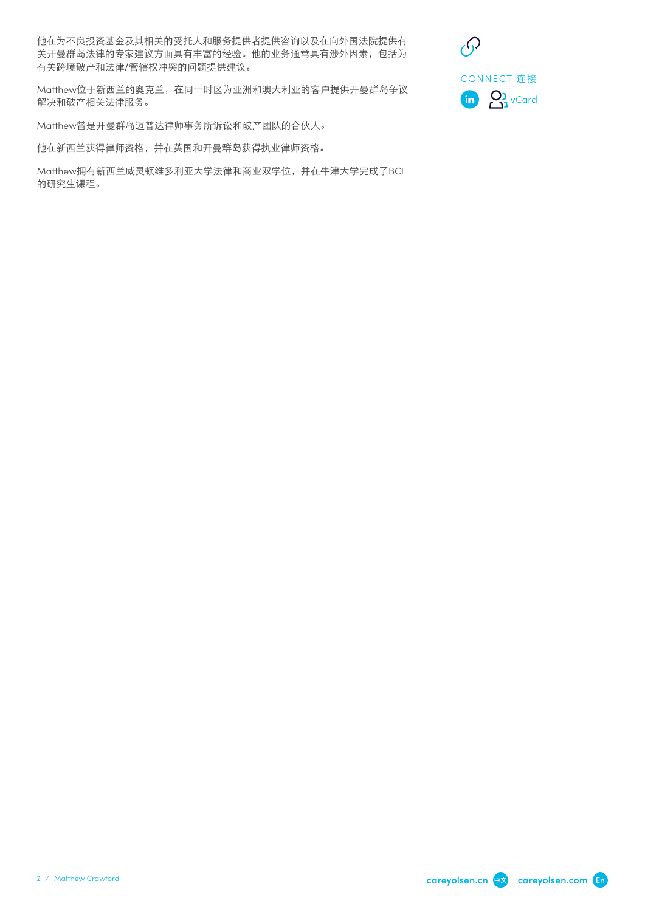他在为不良投资基金及其相关的受托人和服务提供者提供咨询以及在向外国法院提供有关开曼群岛法律的专家建议方面具有丰富的经验。他的业务通常具有涉外因素，包括为有关跨境破产和法律/管辖权冲突的问题提供建议。

Matthew位于新西兰的奥克兰，在同一时区为亚洲和澳大利亚的客户提供开曼群岛争议解决和破产相关法律服务。

Matthew曾是开曼群岛迈普达律师事务所诉讼和破产团队的合伙人。

他在新西兰获得律师资格，并在英国和开曼群岛获得执业律师资格。

Matthew拥有新西兰威灵顿维多利亚大学法律和商业双学位，并在牛津大学完成了BCL的研究生课程。

CONNECT 连接

vCard

careyolsen.cn 中文 careyolsen.com En